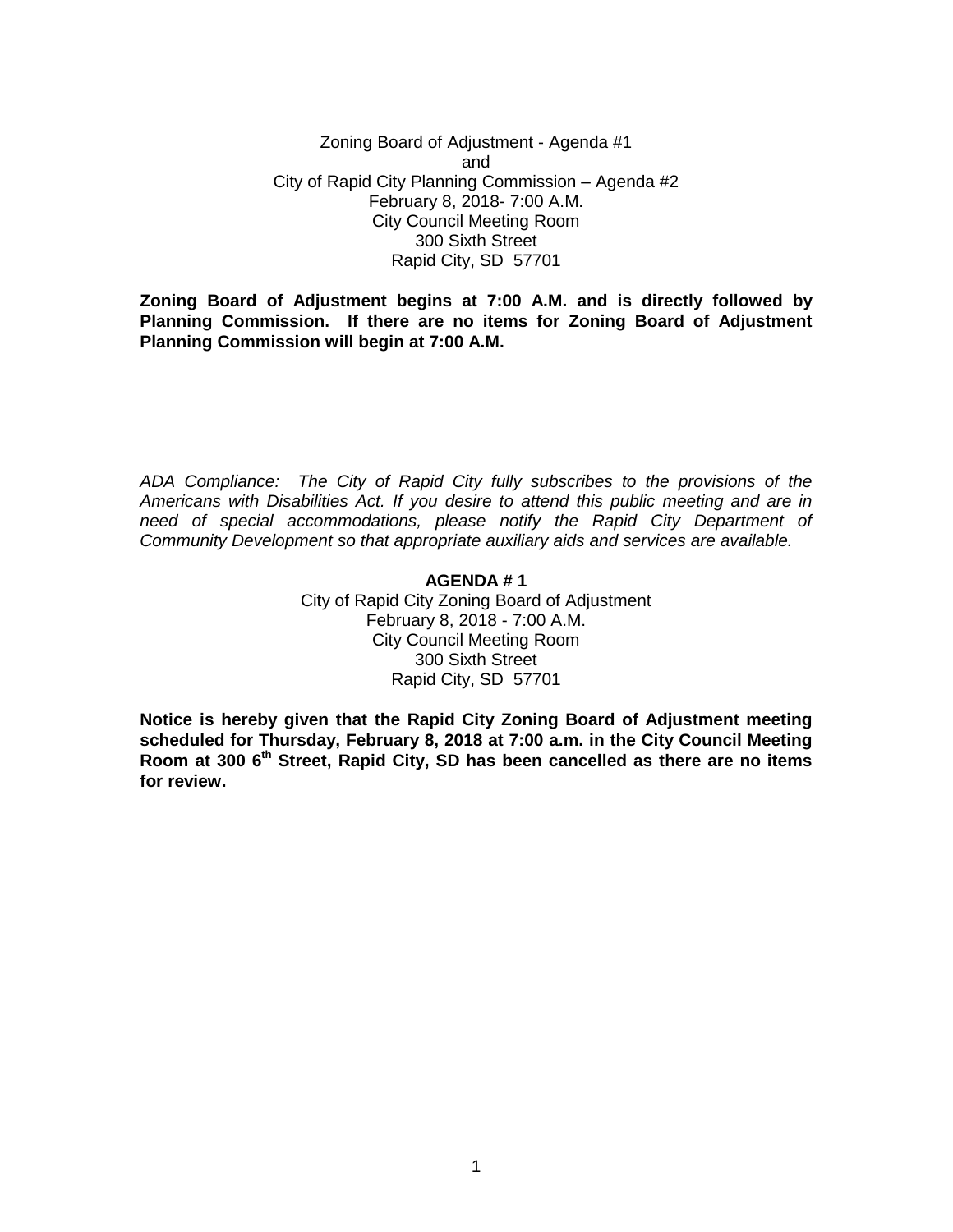Zoning Board of Adjustment - Agenda #1
and
City of Rapid City Planning Commission – Agenda #2
February 8, 2018- 7:00 A.M.
City Council Meeting Room
300 Sixth Street
Rapid City, SD 57701

**Zoning Board of Adjustment begins at 7:00 A.M. and is directly followed by Planning Commission. If there are no items for Zoning Board of Adjustment Planning Commission will begin at 7:00 A.M.**

*ADA Compliance: The City of Rapid City fully subscribes to the provisions of the Americans with Disabilities Act. If you desire to attend this public meeting and are in need of special accommodations, please notify the Rapid City Department of Community Development so that appropriate auxiliary aids and services are available.*

**AGENDA # 1**

City of Rapid City Zoning Board of Adjustment
February 8, 2018 - 7:00 A.M.
City Council Meeting Room
300 Sixth Street
Rapid City, SD 57701

**Notice is hereby given that the Rapid City Zoning Board of Adjustment meeting scheduled for Thursday, February 8, 2018 at 7:00 a.m. in the City Council Meeting Room at 300 6th Street, Rapid City, SD has been cancelled as there are no items for review.**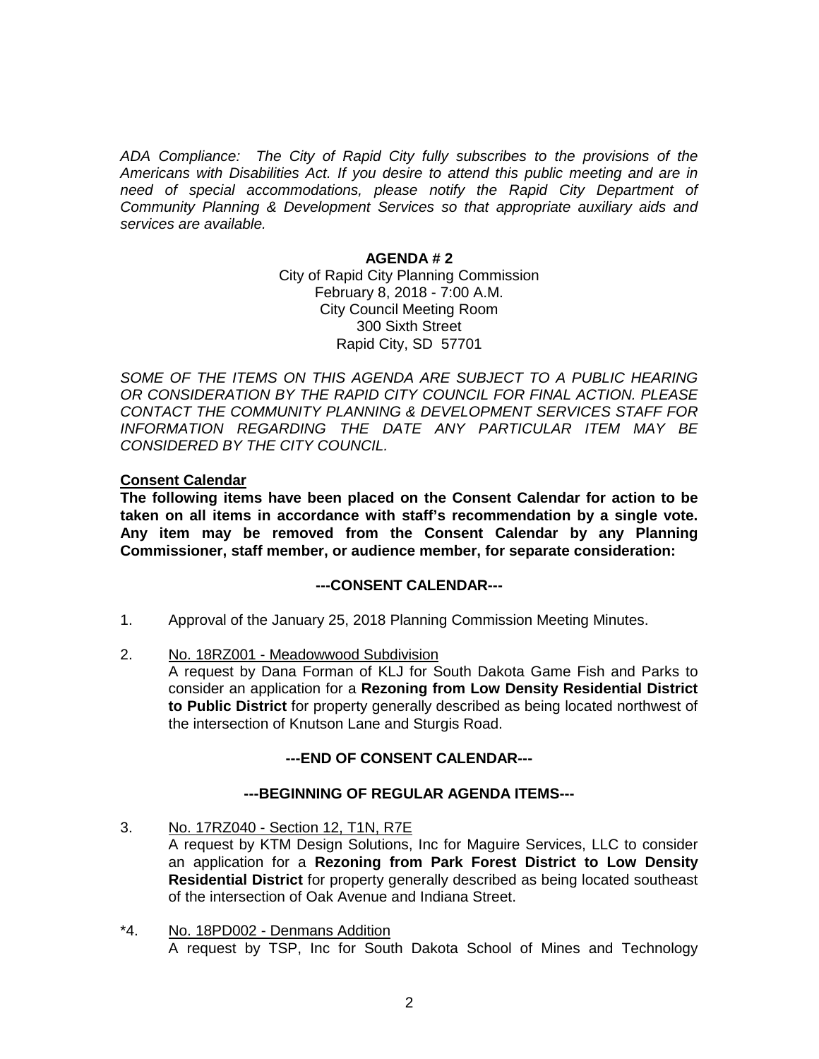*ADA Compliance: The City of Rapid City fully subscribes to the provisions of the Americans with Disabilities Act. If you desire to attend this public meeting and are in need of special accommodations, please notify the Rapid City Department of Community Planning & Development Services so that appropriate auxiliary aids and services are available.*

**AGENDA # 2**

City of Rapid City Planning Commission
February 8, 2018 - 7:00 A.M.
City Council Meeting Room
300 Sixth Street
Rapid City, SD 57701

*SOME OF THE ITEMS ON THIS AGENDA ARE SUBJECT TO A PUBLIC HEARING OR CONSIDERATION BY THE RAPID CITY COUNCIL FOR FINAL ACTION. PLEASE CONTACT THE COMMUNITY PLANNING & DEVELOPMENT SERVICES STAFF FOR INFORMATION REGARDING THE DATE ANY PARTICULAR ITEM MAY BE CONSIDERED BY THE CITY COUNCIL.*

**Consent Calendar**

**The following items have been placed on the Consent Calendar for action to be taken on all items in accordance with staff's recommendation by a single vote. Any item may be removed from the Consent Calendar by any Planning Commissioner, staff member, or audience member, for separate consideration:**

**---CONSENT CALENDAR---**

1. Approval of the January 25, 2018 Planning Commission Meeting Minutes.

2. No. 18RZ001 - Meadowwood Subdivision
   A request by Dana Forman of KLJ for South Dakota Game Fish and Parks to consider an application for a **Rezoning from Low Density Residential District to Public District** for property generally described as being located northwest of the intersection of Knutson Lane and Sturgis Road.

**---END OF CONSENT CALENDAR---**

**---BEGINNING OF REGULAR AGENDA ITEMS---**

3. No. 17RZ040 - Section 12, T1N, R7E
   A request by KTM Design Solutions, Inc for Maguire Services, LLC to consider an application for a **Rezoning from Park Forest District to Low Density Residential District** for property generally described as being located southeast of the intersection of Oak Avenue and Indiana Street.

*4. No. 18PD002 - Denmans Addition
   A request by TSP, Inc for South Dakota School of Mines and Technology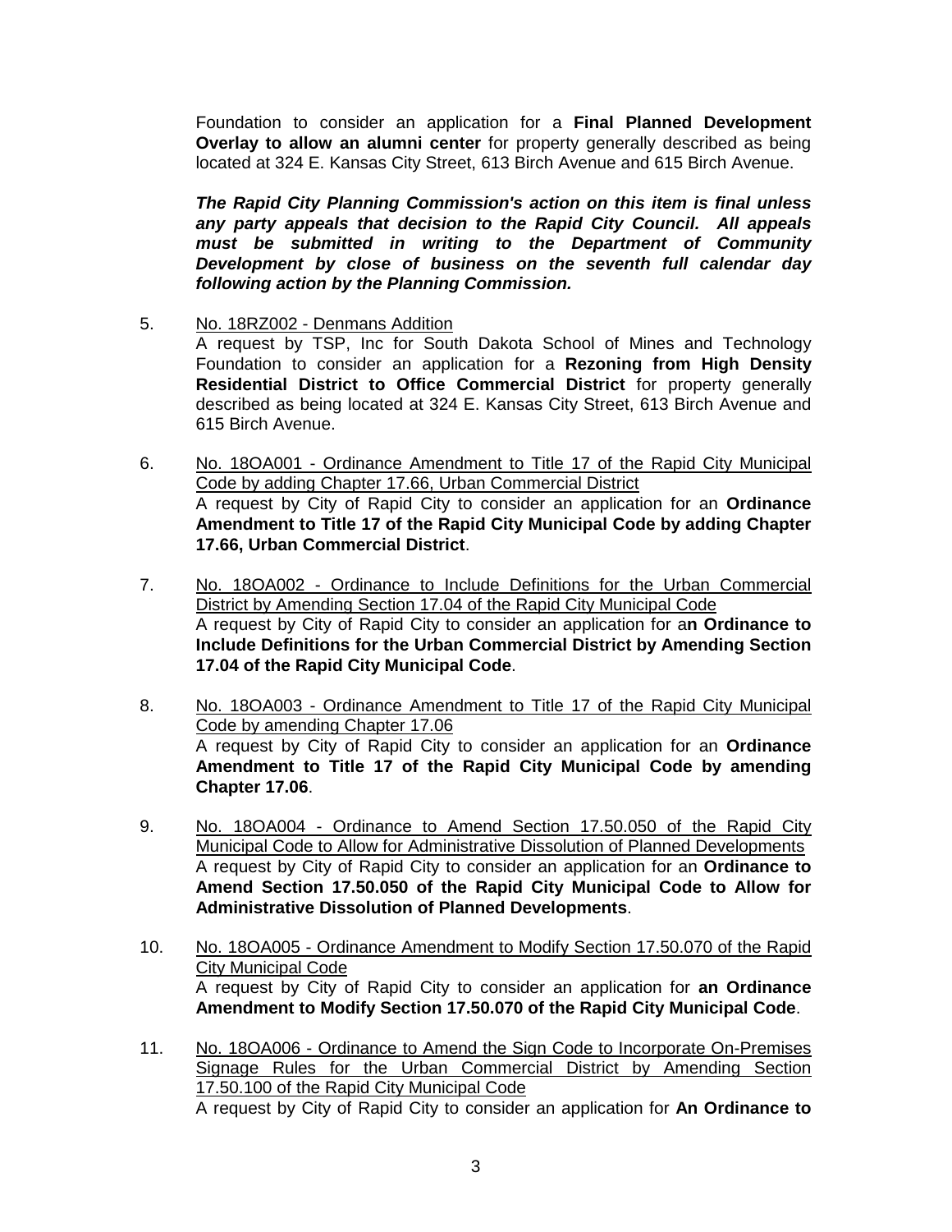Foundation to consider an application for a **Final Planned Development Overlay to allow an alumni center** for property generally described as being located at 324 E. Kansas City Street, 613 Birch Avenue and 615 Birch Avenue.

***The Rapid City Planning Commission's action on this item is final unless any party appeals that decision to the Rapid City Council. All appeals must be submitted in writing to the Department of Community Development by close of business on the seventh full calendar day following action by the Planning Commission.***

5. No. 18RZ002 - Denmans Addition
   A request by TSP, Inc for South Dakota School of Mines and Technology Foundation to consider an application for a **Rezoning from High Density Residential District to Office Commercial District** for property generally described as being located at 324 E. Kansas City Street, 613 Birch Avenue and 615 Birch Avenue.

6. No. 18OA001 - Ordinance Amendment to Title 17 of the Rapid City Municipal Code by adding Chapter 17.66, Urban Commercial District
   A request by City of Rapid City to consider an application for an **Ordinance Amendment to Title 17 of the Rapid City Municipal Code by adding Chapter 17.66, Urban Commercial District**.

7. No. 18OA002 - Ordinance to Include Definitions for the Urban Commercial District by Amending Section 17.04 of the Rapid City Municipal Code
   A request by City of Rapid City to consider an application for a**n Ordinance to Include Definitions for the Urban Commercial District by Amending Section 17.04 of the Rapid City Municipal Code**.

8. No. 18OA003 - Ordinance Amendment to Title 17 of the Rapid City Municipal Code by amending Chapter 17.06
   A request by City of Rapid City to consider an application for an **Ordinance Amendment to Title 17 of the Rapid City Municipal Code by amending Chapter 17.06**.

9. No. 18OA004 - Ordinance to Amend Section 17.50.050 of the Rapid City Municipal Code to Allow for Administrative Dissolution of Planned Developments
   A request by City of Rapid City to consider an application for an **Ordinance to Amend Section 17.50.050 of the Rapid City Municipal Code to Allow for Administrative Dissolution of Planned Developments**.

10. No. 18OA005 - Ordinance Amendment to Modify Section 17.50.070 of the Rapid City Municipal Code
    A request by City of Rapid City to consider an application for **an Ordinance Amendment to Modify Section 17.50.070 of the Rapid City Municipal Code**.

11. No. 18OA006 - Ordinance to Amend the Sign Code to Incorporate On-Premises Signage Rules for the Urban Commercial District by Amending Section 17.50.100 of the Rapid City Municipal Code
    A request by City of Rapid City to consider an application for **An Ordinance to**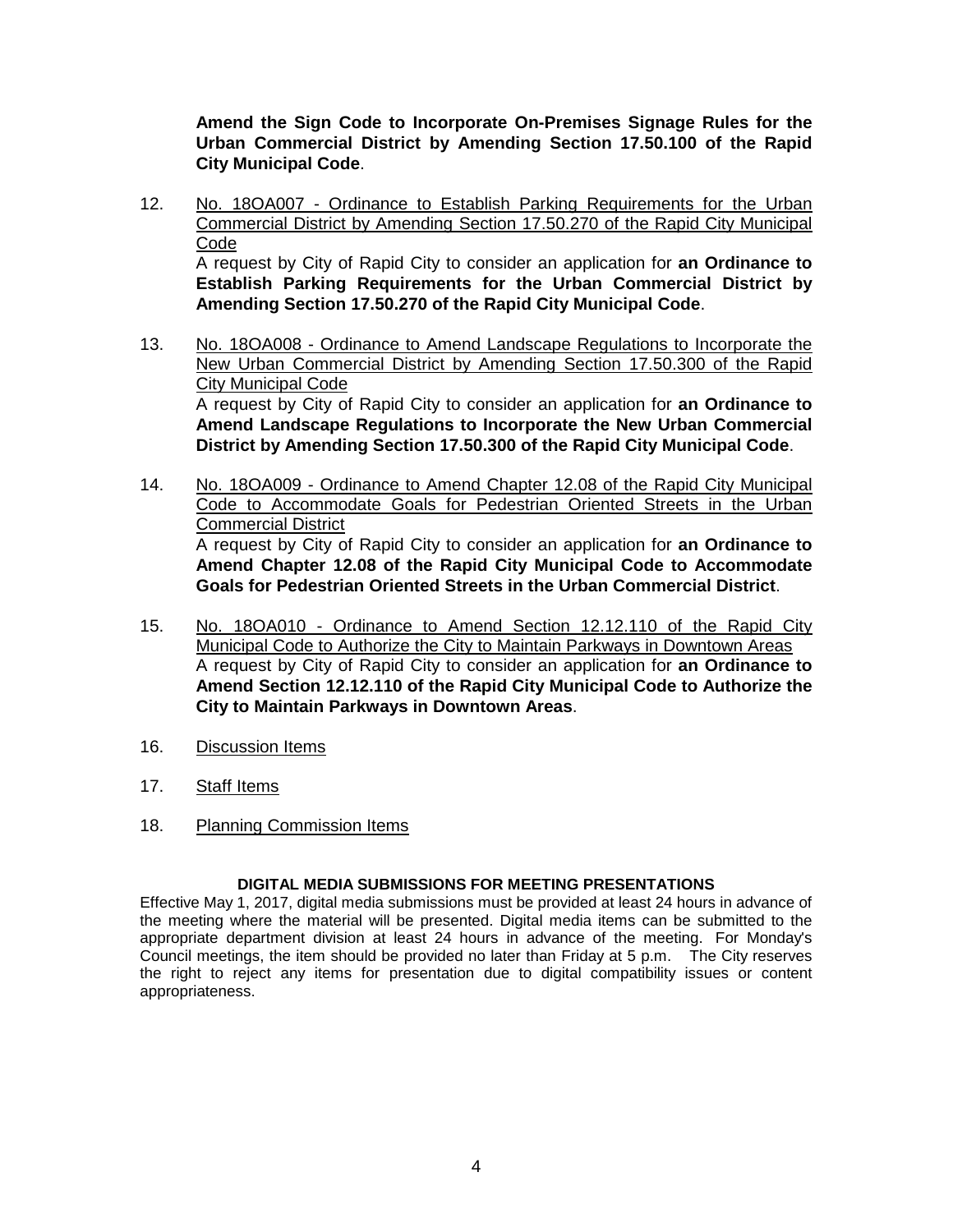**Amend the Sign Code to Incorporate On-Premises Signage Rules for the Urban Commercial District by Amending Section 17.50.100 of the Rapid City Municipal Code**.

12. No. 18OA007 - Ordinance to Establish Parking Requirements for the Urban Commercial District by Amending Section 17.50.270 of the Rapid City Municipal Code
    A request by City of Rapid City to consider an application for **an Ordinance to Establish Parking Requirements for the Urban Commercial District by Amending Section 17.50.270 of the Rapid City Municipal Code**.

13. No. 18OA008 - Ordinance to Amend Landscape Regulations to Incorporate the New Urban Commercial District by Amending Section 17.50.300 of the Rapid City Municipal Code
    A request by City of Rapid City to consider an application for **an Ordinance to Amend Landscape Regulations to Incorporate the New Urban Commercial District by Amending Section 17.50.300 of the Rapid City Municipal Code**.

14. No. 18OA009 - Ordinance to Amend Chapter 12.08 of the Rapid City Municipal Code to Accommodate Goals for Pedestrian Oriented Streets in the Urban Commercial District
    A request by City of Rapid City to consider an application for **an Ordinance to Amend Chapter 12.08 of the Rapid City Municipal Code to Accommodate Goals for Pedestrian Oriented Streets in the Urban Commercial District**.

15. No. 18OA010 - Ordinance to Amend Section 12.12.110 of the Rapid City Municipal Code to Authorize the City to Maintain Parkways in Downtown Areas
    A request by City of Rapid City to consider an application for **an Ordinance to Amend Section 12.12.110 of the Rapid City Municipal Code to Authorize the City to Maintain Parkways in Downtown Areas**.

16. Discussion Items

17. Staff Items

18. Planning Commission Items

**DIGITAL MEDIA SUBMISSIONS FOR MEETING PRESENTATIONS**

Effective May 1, 2017, digital media submissions must be provided at least 24 hours in advance of the meeting where the material will be presented. Digital media items can be submitted to the appropriate department division at least 24 hours in advance of the meeting. For Monday's Council meetings, the item should be provided no later than Friday at 5 p.m. The City reserves the right to reject any items for presentation due to digital compatibility issues or content appropriateness.